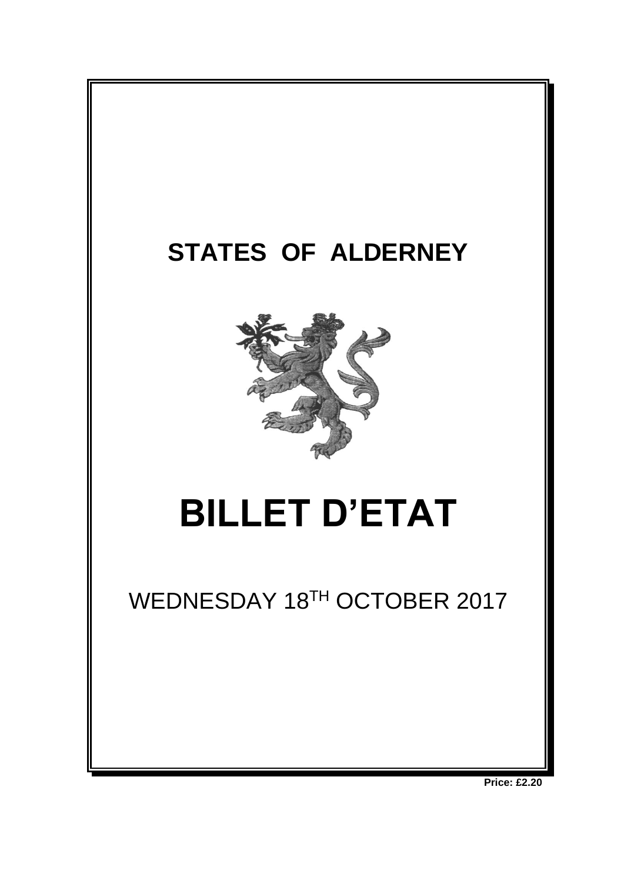# STATES OF ALDERNEY

# BILLET D'ETAT

WEDNESDAY 18TH OCTOBER 2017

**Price: £2.20**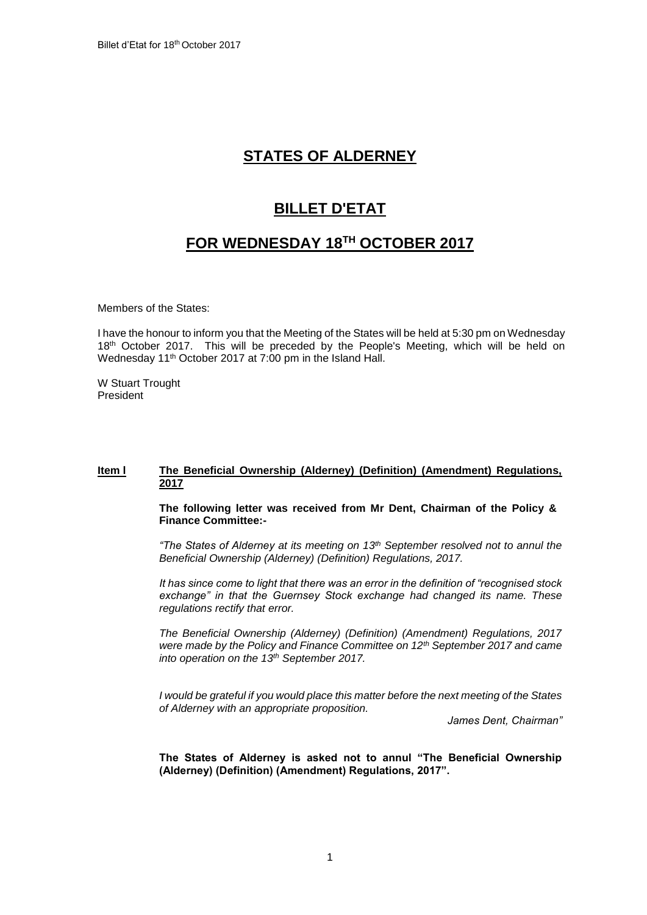# STATES OF ALDERNEY

# BILLET D'ETAT

# FOR WEDNESDAY 18TH OCTOBER 2017

Members of the States:

I have the honour to inform you that the Meeting of the States will be held at 5:30 pm on Wednesday 18th October 2017. This will be preceded by the People's Meeting, which will be held on Wednesday 11th October 2017 at 7:00 pm in the Island Hall.

W Stuart Trought
President

**Item l** **The Beneficial Ownership (Alderney) (Definition) (Amendment) Regulations, 2017**

**The following letter was received from Mr Dent, Chairman of the Policy & Finance Committee:-**

*"The States of Alderney at its meeting on 13th September resolved not to annul the Beneficial Ownership (Alderney) (Definition) Regulations, 2017.*

*It has since come to light that there was an error in the definition of "recognised stock exchange" in that the Guernsey Stock exchange had changed its name. These regulations rectify that error.*

*The Beneficial Ownership (Alderney) (Definition) (Amendment) Regulations, 2017 were made by the Policy and Finance Committee on 12th September 2017 and came into operation on the 13th September 2017.*

*I would be grateful if you would place this matter before the next meeting of the States of Alderney with an appropriate proposition.*

*James Dent, Chairman"*

**The States of Alderney is asked not to annul "The Beneficial Ownership (Alderney) (Definition) (Amendment) Regulations, 2017".**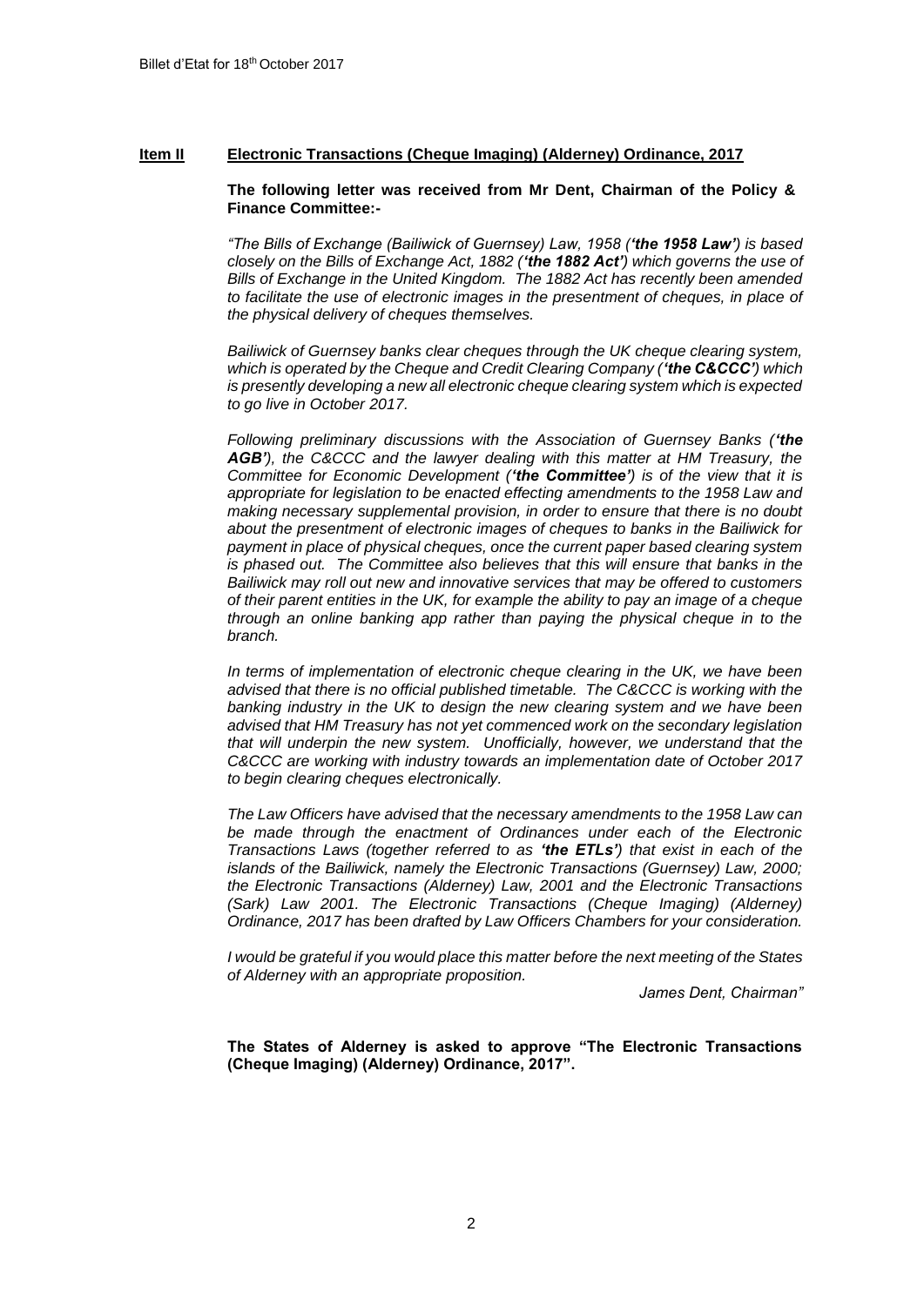## Item II Electronic Transactions (Cheque Imaging) (Alderney) Ordinance, 2017

**The following letter was received from Mr Dent, Chairman of the Policy & Finance Committee:-**

*"The Bills of Exchange (Bailiwick of Guernsey) Law, 1958 (**'the 1958 Law'**) is based closely on the Bills of Exchange Act, 1882 (**'the 1882 Act'**) which governs the use of Bills of Exchange in the United Kingdom. The 1882 Act has recently been amended to facilitate the use of electronic images in the presentment of cheques, in place of the physical delivery of cheques themselves.*

*Bailiwick of Guernsey banks clear cheques through the UK cheque clearing system, which is operated by the Cheque and Credit Clearing Company (**'the C&CCC'**) which is presently developing a new all electronic cheque clearing system which is expected to go live in October 2017.*

*Following preliminary discussions with the Association of Guernsey Banks (**'the AGB'**), the C&CCC and the lawyer dealing with this matter at HM Treasury, the Committee for Economic Development (**'the Committee'**) is of the view that it is appropriate for legislation to be enacted effecting amendments to the 1958 Law and making necessary supplemental provision, in order to ensure that there is no doubt about the presentment of electronic images of cheques to banks in the Bailiwick for payment in place of physical cheques, once the current paper based clearing system is phased out. The Committee also believes that this will ensure that banks in the Bailiwick may roll out new and innovative services that may be offered to customers of their parent entities in the UK, for example the ability to pay an image of a cheque through an online banking app rather than paying the physical cheque in to the branch.*

*In terms of implementation of electronic cheque clearing in the UK, we have been advised that there is no official published timetable. The C&CCC is working with the banking industry in the UK to design the new clearing system and we have been advised that HM Treasury has not yet commenced work on the secondary legislation that will underpin the new system. Unofficially, however, we understand that the C&CCC are working with industry towards an implementation date of October 2017 to begin clearing cheques electronically.*

*The Law Officers have advised that the necessary amendments to the 1958 Law can be made through the enactment of Ordinances under each of the Electronic Transactions Laws (together referred to as **'the ETLs'**) that exist in each of the islands of the Bailiwick, namely the Electronic Transactions (Guernsey) Law, 2000; the Electronic Transactions (Alderney) Law, 2001 and the Electronic Transactions (Sark) Law 2001. The Electronic Transactions (Cheque Imaging) (Alderney) Ordinance, 2017 has been drafted by Law Officers Chambers for your consideration.*

*I would be grateful if you would place this matter before the next meeting of the States of Alderney with an appropriate proposition.*

*James Dent, Chairman"*

**The States of Alderney is asked to approve "The Electronic Transactions (Cheque Imaging) (Alderney) Ordinance, 2017".**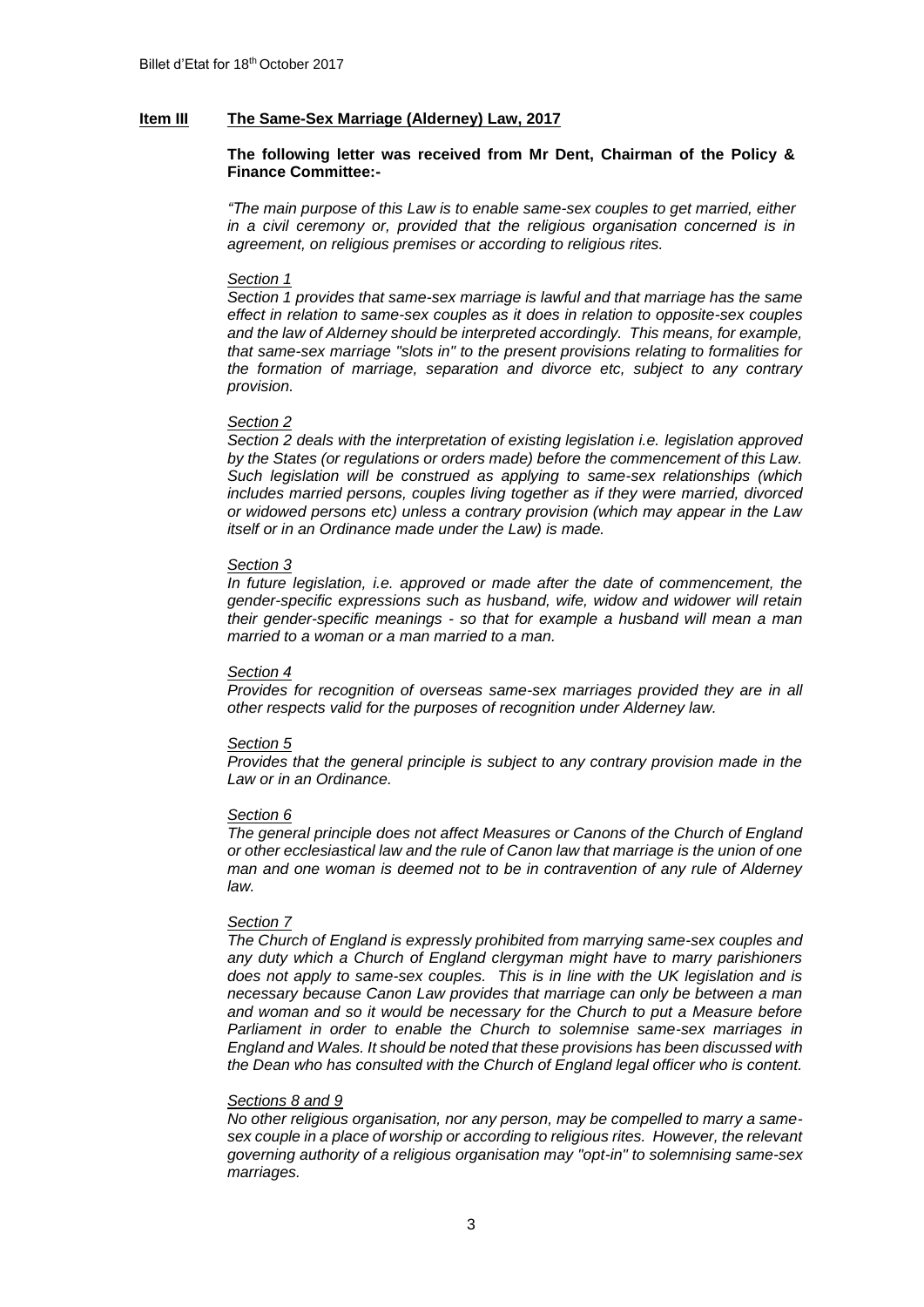**Item III** **The Same-Sex Marriage (Alderney) Law, 2017**

**The following letter was received from Mr Dent, Chairman of the Policy & Finance Committee:-**

*"The main purpose of this Law is to enable same-sex couples to get married, either in a civil ceremony or, provided that the religious organisation concerned is in agreement, on religious premises or according to religious rites.*

*Section 1*

*Section 1 provides that same-sex marriage is lawful and that marriage has the same effect in relation to same-sex couples as it does in relation to opposite-sex couples and the law of Alderney should be interpreted accordingly. This means, for example, that same-sex marriage "slots in" to the present provisions relating to formalities for the formation of marriage, separation and divorce etc, subject to any contrary provision.*

*Section 2*

*Section 2 deals with the interpretation of existing legislation i.e. legislation approved by the States (or regulations or orders made) before the commencement of this Law. Such legislation will be construed as applying to same-sex relationships (which includes married persons, couples living together as if they were married, divorced or widowed persons etc) unless a contrary provision (which may appear in the Law itself or in an Ordinance made under the Law) is made.*

*Section 3*

*In future legislation, i.e. approved or made after the date of commencement, the gender-specific expressions such as husband, wife, widow and widower will retain their gender-specific meanings - so that for example a husband will mean a man married to a woman or a man married to a man.*

*Section 4*

*Provides for recognition of overseas same-sex marriages provided they are in all other respects valid for the purposes of recognition under Alderney law.*

*Section 5*

*Provides that the general principle is subject to any contrary provision made in the Law or in an Ordinance.*

*Section 6*

*The general principle does not affect Measures or Canons of the Church of England or other ecclesiastical law and the rule of Canon law that marriage is the union of one man and one woman is deemed not to be in contravention of any rule of Alderney law.*

*Section 7*

*The Church of England is expressly prohibited from marrying same-sex couples and any duty which a Church of England clergyman might have to marry parishioners does not apply to same-sex couples. This is in line with the UK legislation and is necessary because Canon Law provides that marriage can only be between a man and woman and so it would be necessary for the Church to put a Measure before Parliament in order to enable the Church to solemnise same-sex marriages in England and Wales. It should be noted that these provisions has been discussed with the Dean who has consulted with the Church of England legal officer who is content.*

*Sections 8 and 9*

*No other religious organisation, nor any person, may be compelled to marry a same-sex couple in a place of worship or according to religious rites. However, the relevant governing authority of a religious organisation may "opt-in" to solemnising same-sex marriages.*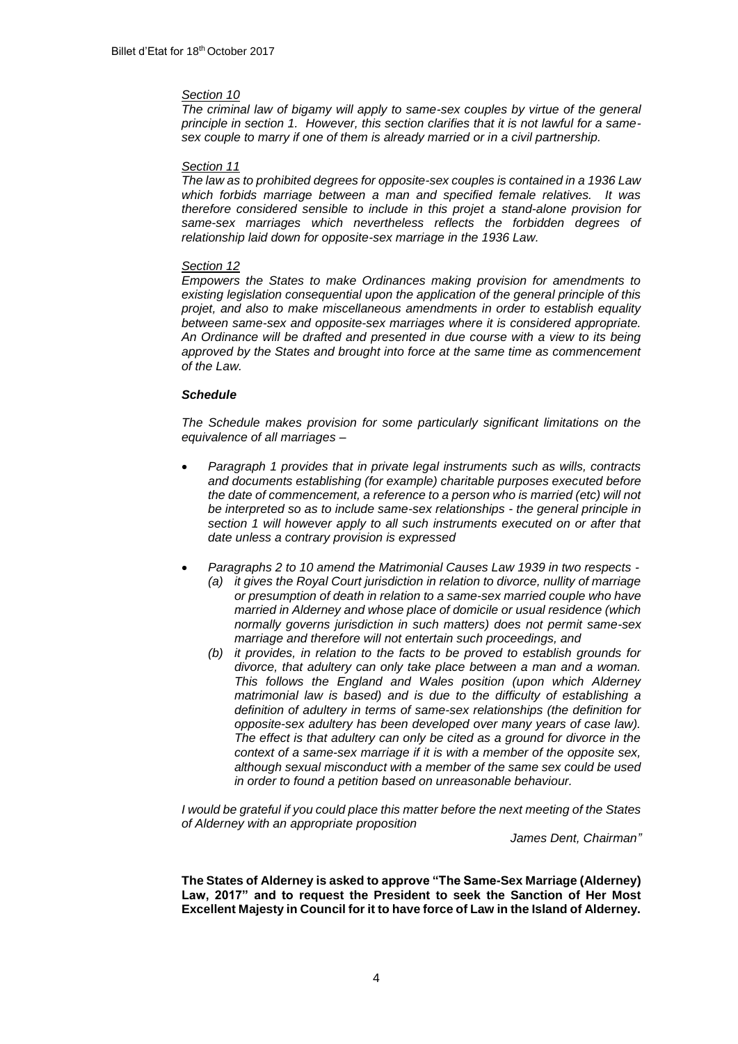*Section 10*

*The criminal law of bigamy will apply to same-sex couples by virtue of the general principle in section 1. However, this section clarifies that it is not lawful for a same-sex couple to marry if one of them is already married or in a civil partnership.*

*Section 11*

*The law as to prohibited degrees for opposite-sex couples is contained in a 1936 Law which forbids marriage between a man and specified female relatives. It was therefore considered sensible to include in this projet a stand-alone provision for same-sex marriages which nevertheless reflects the forbidden degrees of relationship laid down for opposite-sex marriage in the 1936 Law.*

*Section 12*

*Empowers the States to make Ordinances making provision for amendments to existing legislation consequential upon the application of the general principle of this projet, and also to make miscellaneous amendments in order to establish equality between same-sex and opposite-sex marriages where it is considered appropriate. An Ordinance will be drafted and presented in due course with a view to its being approved by the States and brought into force at the same time as commencement of the Law.*

***Schedule***

*The Schedule makes provision for some particularly significant limitations on the equivalence of all marriages –*

- *Paragraph 1 provides that in private legal instruments such as wills, contracts and documents establishing (for example) charitable purposes executed before the date of commencement, a reference to a person who is married (etc) will not be interpreted so as to include same-sex relationships - the general principle in section 1 will however apply to all such instruments executed on or after that date unless a contrary provision is expressed*

- *Paragraphs 2 to 10 amend the Matrimonial Causes Law 1939 in two respects -*
    - *(a) it gives the Royal Court jurisdiction in relation to divorce, nullity of marriage or presumption of death in relation to a same-sex married couple who have married in Alderney and whose place of domicile or usual residence (which normally governs jurisdiction in such matters) does not permit same-sex marriage and therefore will not entertain such proceedings, and*
    - *(b) it provides, in relation to the facts to be proved to establish grounds for divorce, that adultery can only take place between a man and a woman. This follows the England and Wales position (upon which Alderney matrimonial law is based) and is due to the difficulty of establishing a definition of adultery in terms of same-sex relationships (the definition for opposite-sex adultery has been developed over many years of case law). The effect is that adultery can only be cited as a ground for divorce in the context of a same-sex marriage if it is with a member of the opposite sex, although sexual misconduct with a member of the same sex could be used in order to found a petition based on unreasonable behaviour.*

*I would be grateful if you could place this matter before the next meeting of the States of Alderney with an appropriate proposition*

*James Dent, Chairman"*

**The States of Alderney is asked to approve "The Same-Sex Marriage (Alderney) Law, 2017" and to request the President to seek the Sanction of Her Most Excellent Majesty in Council for it to have force of Law in the Island of Alderney.**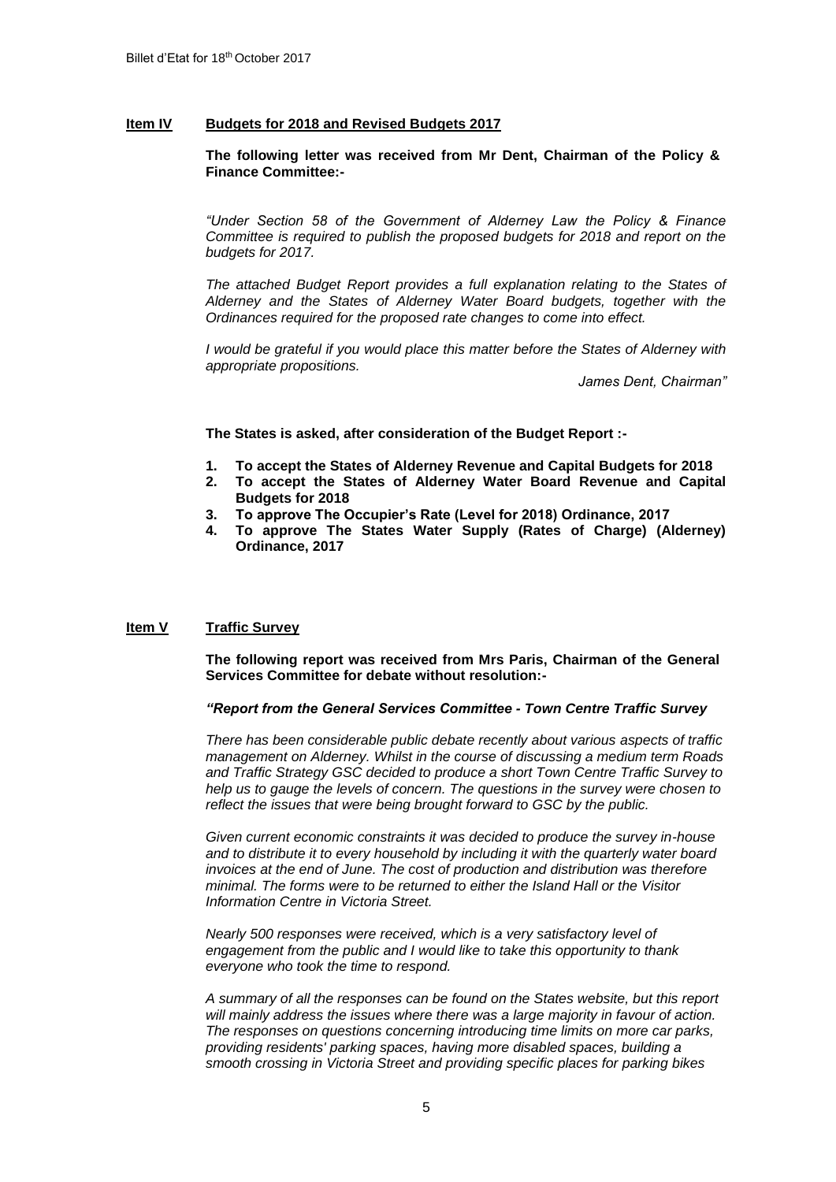## Item IV Budgets for 2018 and Revised Budgets 2017

**The following letter was received from Mr Dent, Chairman of the Policy & Finance Committee:-**

*"Under Section 58 of the Government of Alderney Law the Policy & Finance Committee is required to publish the proposed budgets for 2018 and report on the budgets for 2017.*

*The attached Budget Report provides a full explanation relating to the States of Alderney and the States of Alderney Water Board budgets, together with the Ordinances required for the proposed rate changes to come into effect.*

*I would be grateful if you would place this matter before the States of Alderney with appropriate propositions.*

*James Dent, Chairman"*

**The States is asked, after consideration of the Budget Report :-**

1. **To accept the States of Alderney Revenue and Capital Budgets for 2018**
2. **To accept the States of Alderney Water Board Revenue and Capital Budgets for 2018**
3. **To approve The Occupier's Rate (Level for 2018) Ordinance, 2017**
4. **To approve The States Water Supply (Rates of Charge) (Alderney) Ordinance, 2017**

## Item V Traffic Survey

**The following report was received from Mrs Paris, Chairman of the General Services Committee for debate without resolution:-**

***"Report from the General Services Committee - Town Centre Traffic Survey***

*There has been considerable public debate recently about various aspects of traffic management on Alderney. Whilst in the course of discussing a medium term Roads and Traffic Strategy GSC decided to produce a short Town Centre Traffic Survey to help us to gauge the levels of concern. The questions in the survey were chosen to reflect the issues that were being brought forward to GSC by the public.*

*Given current economic constraints it was decided to produce the survey in-house and to distribute it to every household by including it with the quarterly water board invoices at the end of June. The cost of production and distribution was therefore minimal. The forms were to be returned to either the Island Hall or the Visitor Information Centre in Victoria Street.*

*Nearly 500 responses were received, which is a very satisfactory level of engagement from the public and I would like to take this opportunity to thank everyone who took the time to respond.*

*A summary of all the responses can be found on the States website, but this report will mainly address the issues where there was a large majority in favour of action. The responses on questions concerning introducing time limits on more car parks, providing residents' parking spaces, having more disabled spaces, building a smooth crossing in Victoria Street and providing specific places for parking bikes*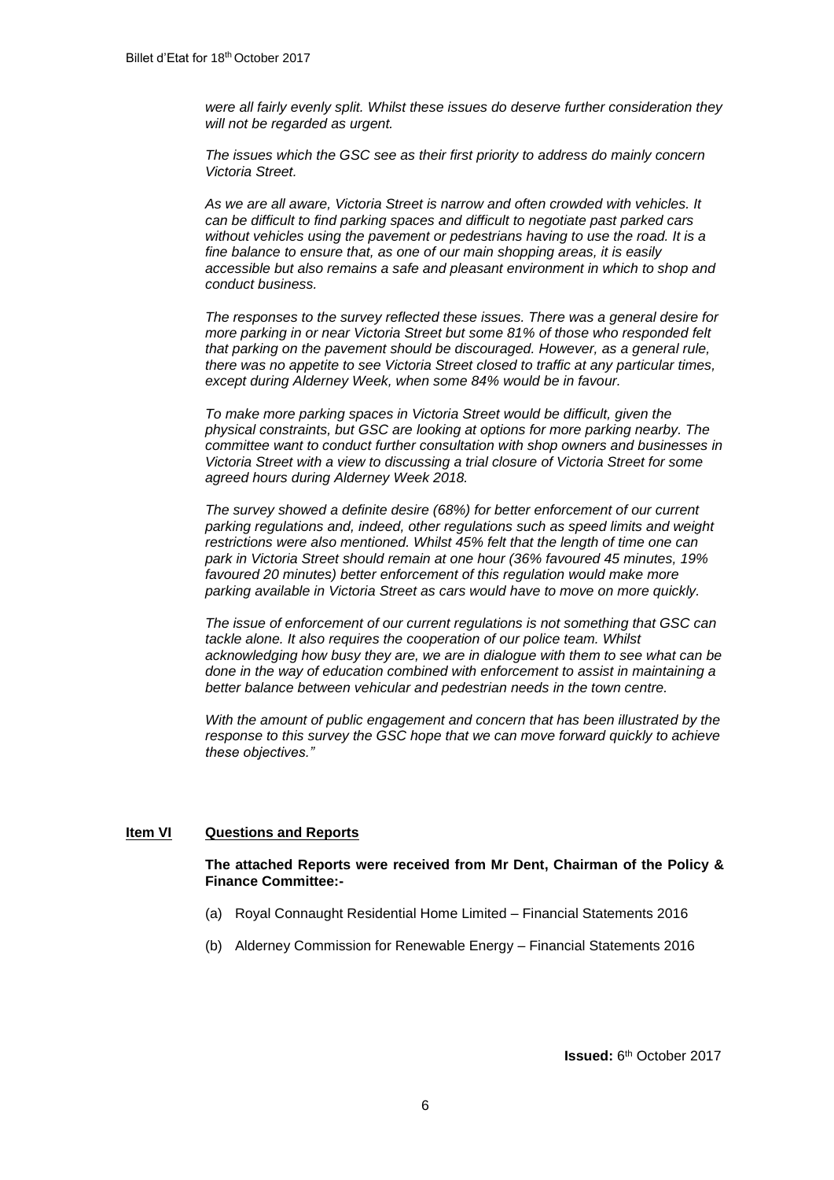*were all fairly evenly split. Whilst these issues do deserve further consideration they will not be regarded as urgent.*

*The issues which the GSC see as their first priority to address do mainly concern Victoria Street.*

*As we are all aware, Victoria Street is narrow and often crowded with vehicles. It can be difficult to find parking spaces and difficult to negotiate past parked cars without vehicles using the pavement or pedestrians having to use the road. It is a fine balance to ensure that, as one of our main shopping areas, it is easily accessible but also remains a safe and pleasant environment in which to shop and conduct business.*

*The responses to the survey reflected these issues. There was a general desire for more parking in or near Victoria Street but some 81% of those who responded felt that parking on the pavement should be discouraged. However, as a general rule, there was no appetite to see Victoria Street closed to traffic at any particular times, except during Alderney Week, when some 84% would be in favour.*

*To make more parking spaces in Victoria Street would be difficult, given the physical constraints, but GSC are looking at options for more parking nearby. The committee want to conduct further consultation with shop owners and businesses in Victoria Street with a view to discussing a trial closure of Victoria Street for some agreed hours during Alderney Week 2018.*

*The survey showed a definite desire (68%) for better enforcement of our current parking regulations and, indeed, other regulations such as speed limits and weight restrictions were also mentioned. Whilst 45% felt that the length of time one can park in Victoria Street should remain at one hour (36% favoured 45 minutes, 19% favoured 20 minutes) better enforcement of this regulation would make more parking available in Victoria Street as cars would have to move on more quickly.*

*The issue of enforcement of our current regulations is not something that GSC can tackle alone. It also requires the cooperation of our police team. Whilst acknowledging how busy they are, we are in dialogue with them to see what can be done in the way of education combined with enforcement to assist in maintaining a better balance between vehicular and pedestrian needs in the town centre.*

*With the amount of public engagement and concern that has been illustrated by the response to this survey the GSC hope that we can move forward quickly to achieve these objectives."*

## **Item VI** **Questions and Reports**

**The attached Reports were received from Mr Dent, Chairman of the Policy & Finance Committee:-**

(a) Royal Connaught Residential Home Limited – Financial Statements 2016

(b) Alderney Commission for Renewable Energy – Financial Statements 2016

**Issued:** 6th October 2017